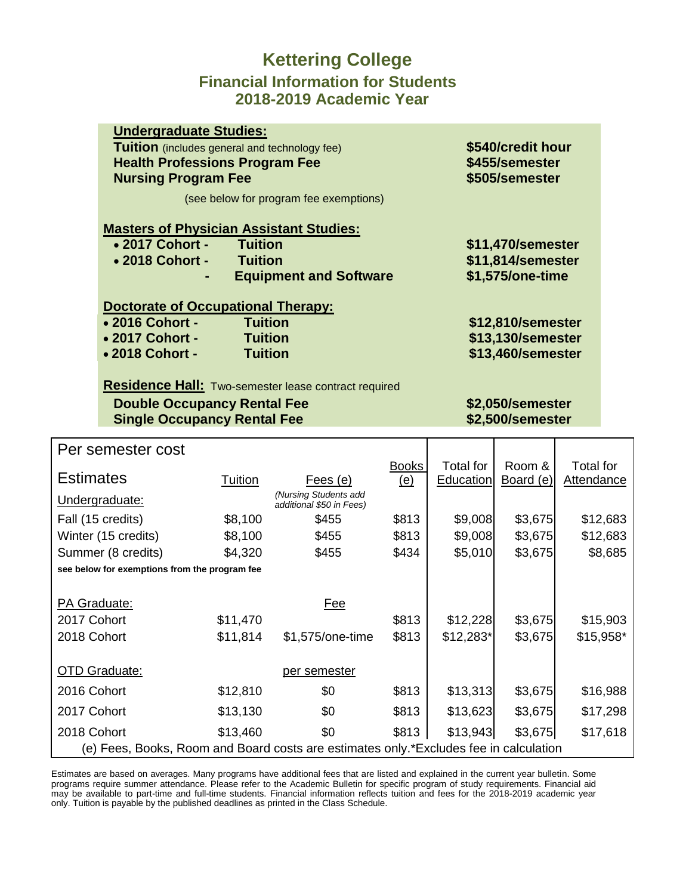# Kettering College

## Financial Information for Students

## 2018-2019 Academic Year

**Undergraduate Studies:**

| | |
|---|---|
| **Tuition** (includes general and technology fee) | **\$540/credit hour** |
| **Health Professions Program Fee** | **\$455/semester** |
| **Nursing Program Fee** | **\$505/semester** |

(see below for program fee exemptions)

**Masters of Physician Assistant Studies:**

| | | |
|---|---|---|
| • **2017 Cohort -** | **Tuition** | **\$11,470/semester** |
| • **2018 Cohort -** | **Tuition** | **\$11,814/semester** |
| **-** | **Equipment and Software** | **\$1,575/one-time** |

**Doctorate of Occupational Therapy:**

| | | |
|---|---|---|
| • **2016 Cohort -** | **Tuition** | **\$12,810/semester** |
| • **2017 Cohort -** | **Tuition** | **\$13,130/semester** |
| • **2018 Cohort -** | **Tuition** | **\$13,460/semester** |

**Residence Hall:** Two-semester lease contract required

| | |
|---|---|
| **Double Occupancy Rental Fee** | **\$2,050/semester** |
| **Single Occupancy Rental Fee** | **\$2,500/semester** |

| Per semester cost<br>Estimates | Tuition | Fees (e) | Books (e) | Total for Education | Room & Board (e) | Total for Attendance |
|---|---|---|---|---|---|---|
| Undergraduate: | | *(Nursing Students add additional \$50 in Fees)* | | | | |
| Fall (15 credits) | \$8,100 | \$455 | \$813 | \$9,008 | \$3,675 | \$12,683 |
| Winter (15 credits) | \$8,100 | \$455 | \$813 | \$9,008 | \$3,675 | \$12,683 |
| Summer (8 credits) | \$4,320 | \$455 | \$434 | \$5,010 | \$3,675 | \$8,685 |
| **see below for exemptions from the program fee** | | | | | | |
| PA Graduate: | | Fee | | | | |
| 2017 Cohort | \$11,470 | | \$813 | \$12,228 | \$3,675 | \$15,903 |
| 2018 Cohort | \$11,814 | \$1,575/one-time | \$813 | \$12,283* | \$3,675 | \$15,958* |
| OTD Graduate: | | per semester | | | | |
| 2016 Cohort | \$12,810 | \$0 | \$813 | \$13,313 | \$3,675 | \$16,988 |
| 2017 Cohort | \$13,130 | \$0 | \$813 | \$13,623 | \$3,675 | \$17,298 |
| 2018 Cohort | \$13,460 | \$0 | \$813 | \$13,943 | \$3,675 | \$17,618 |

(e) Fees, Books, Room and Board costs are estimates only.*Excludes fee in calculation

Estimates are based on averages. Many programs have additional fees that are listed and explained in the current year bulletin. Some programs require summer attendance. Please refer to the Academic Bulletin for specific program of study requirements. Financial aid may be available to part-time and full-time students. Financial information reflects tuition and fees for the 2018-2019 academic year only. Tuition is payable by the published deadlines as printed in the Class Schedule.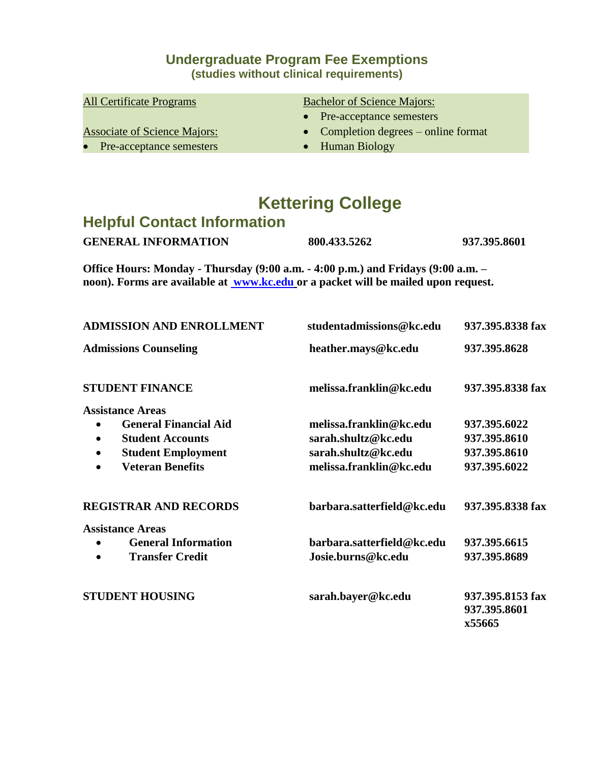## Undergraduate Program Fee Exemptions
### (studies without clinical requirements)

All Certificate Programs

Associate of Science Majors:

- Pre-acceptance semesters

Bachelor of Science Majors:

- Pre-acceptance semesters
- Completion degrees – online format
- Human Biology

# Kettering College

## Helpful Contact Information

| | | |
|---|---|---|
| **GENERAL INFORMATION** | **800.433.5262** | **937.395.8601** |

**Office Hours: Monday - Thursday (9:00 a.m. - 4:00 p.m.) and Fridays (9:00 a.m. – noon). Forms are available at [www.kc.edu](http://www.kc.edu) or a packet will be mailed upon request.**

| | | |
|---|---|---|
| **ADMISSION AND ENROLLMENT** | **studentadmissions@kc.edu** | **937.395.8338 fax** |
| **Admissions Counseling** | **heather.mays@kc.edu** | **937.395.8628** |
| **STUDENT FINANCE** | **melissa.franklin@kc.edu** | **937.395.8338 fax** |
| **Assistance Areas** | | |
| • **General Financial Aid** | **melissa.franklin@kc.edu** | **937.395.6022** |
| • **Student Accounts** | **sarah.shultz@kc.edu** | **937.395.8610** |
| • **Student Employment** | **sarah.shultz@kc.edu** | **937.395.8610** |
| • **Veteran Benefits** | **melissa.franklin@kc.edu** | **937.395.6022** |
| **REGISTRAR AND RECORDS** | **barbara.satterfield@kc.edu** | **937.395.8338 fax** |
| **Assistance Areas** | | |
| • **General Information** | **barbara.satterfield@kc.edu** | **937.395.6615** |
| • **Transfer Credit** | **Josie.burns@kc.edu** | **937.395.8689** |
| **STUDENT HOUSING** | **sarah.bayer@kc.edu** | **937.395.8153 fax 937.395.8601 x55665** |